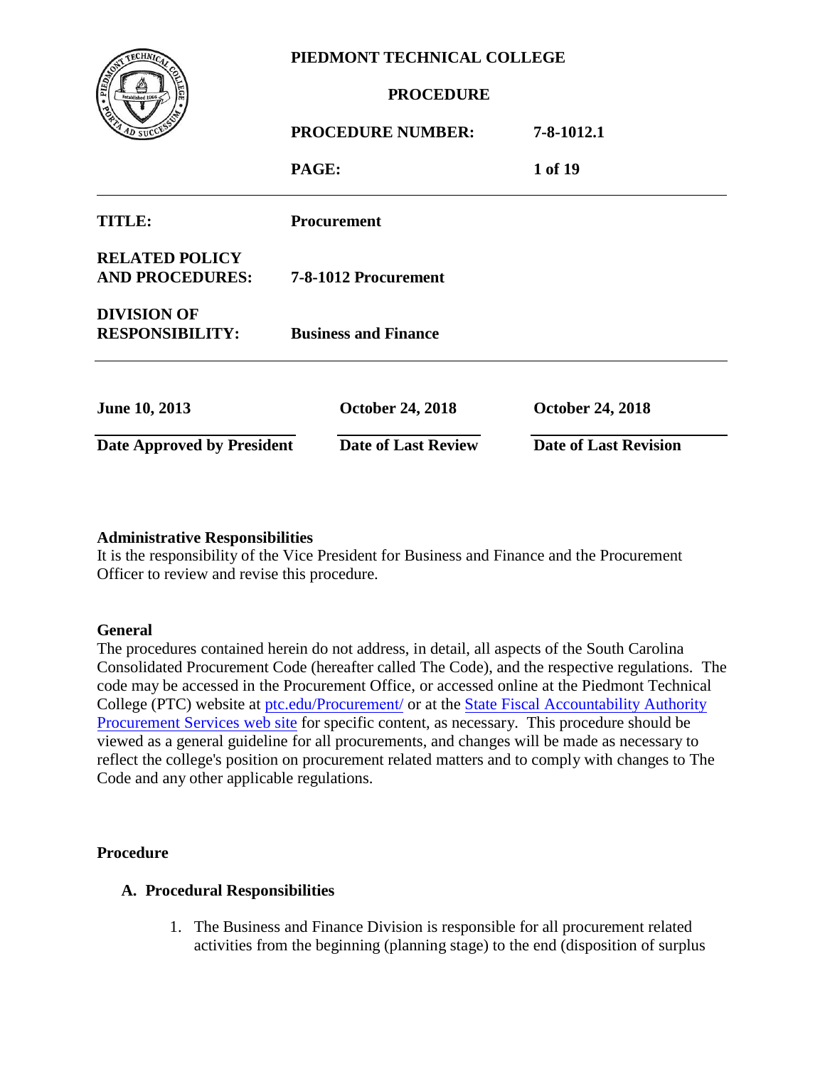**PIEDMONT TECHNICAL COLLEGE**

**PROCEDURE**

| | |
|---|---|
| **PROCEDURE NUMBER:** | **7-8-1012.1** |

| | |
|---|---|
| **TITLE:** | **Procurement** |
| **RELATED POLICY AND PROCEDURES:** | **7-8-1012 Procurement** |
| **DIVISION OF RESPONSIBILITY:** | **Business and Finance** |

| **June 10, 2013** | **October 24, 2018** | **October 24, 2018** |
|---|---|---|
| **Date Approved by President** | **Date of Last Review** | **Date of Last Revision** |

**Administrative Responsibilities**

It is the responsibility of the Vice President for Business and Finance and the Procurement Officer to review and revise this procedure.

**General**

The procedures contained herein do not address, in detail, all aspects of the South Carolina Consolidated Procurement Code (hereafter called The Code), and the respective regulations. The code may be accessed in the Procurement Office, or accessed online at the Piedmont Technical College (PTC) website at ptc.edu/Procurement/ or at the State Fiscal Accountability Authority Procurement Services web site for specific content, as necessary. This procedure should be viewed as a general guideline for all procurements, and changes will be made as necessary to reflect the college's position on procurement related matters and to comply with changes to The Code and any other applicable regulations.

**Procedure**

**A. Procedural Responsibilities**

1. The Business and Finance Division is responsible for all procurement related activities from the beginning (planning stage) to the end (disposition of surplus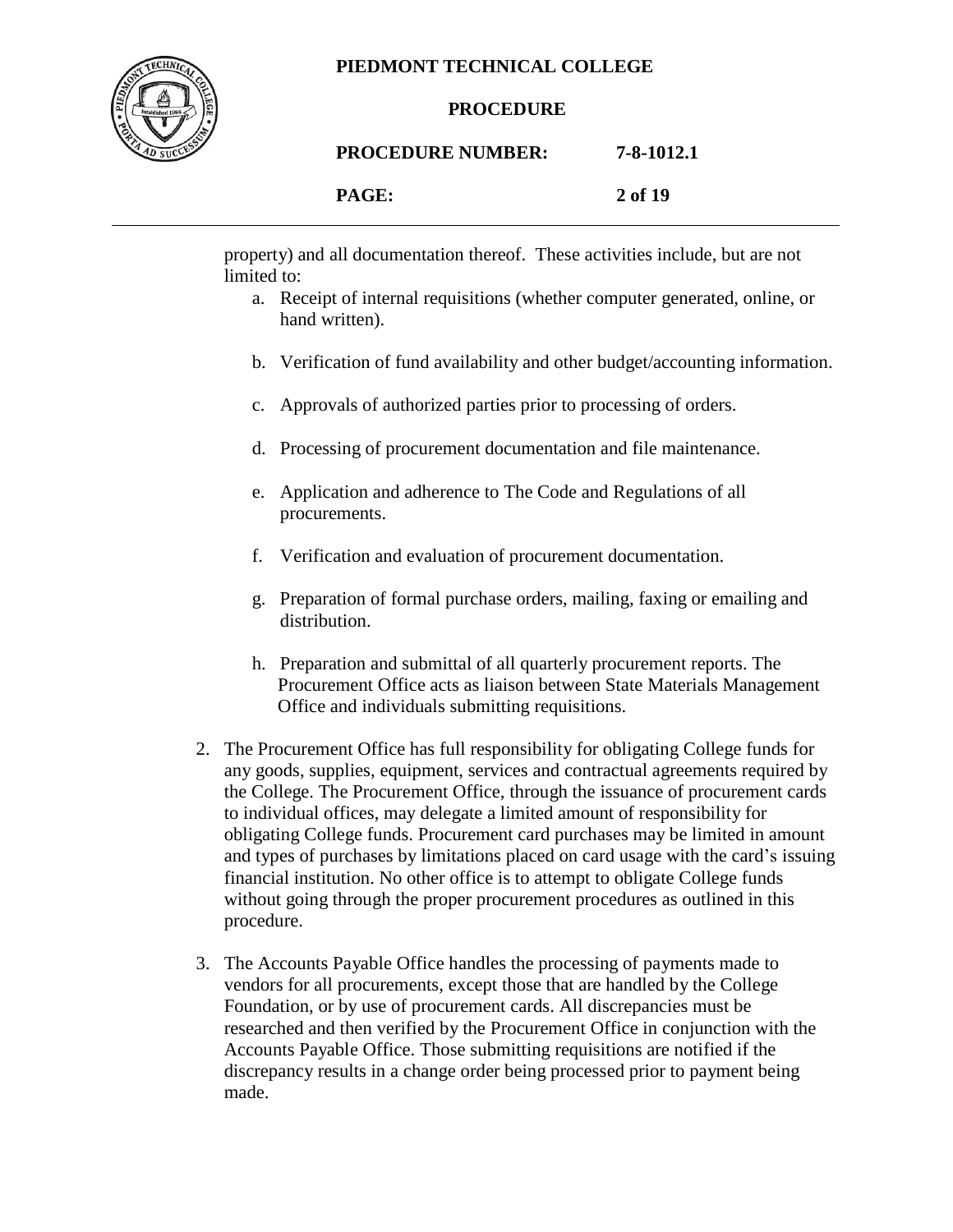property) and all documentation thereof. These activities include, but are not limited to:

a. Receipt of internal requisitions (whether computer generated, online, or hand written).

b. Verification of fund availability and other budget/accounting information.

c. Approvals of authorized parties prior to processing of orders.

d. Processing of procurement documentation and file maintenance.

e. Application and adherence to The Code and Regulations of all procurements.

f. Verification and evaluation of procurement documentation.

g. Preparation of formal purchase orders, mailing, faxing or emailing and distribution.

h. Preparation and submittal of all quarterly procurement reports. The Procurement Office acts as liaison between State Materials Management Office and individuals submitting requisitions.

2. The Procurement Office has full responsibility for obligating College funds for any goods, supplies, equipment, services and contractual agreements required by the College. The Procurement Office, through the issuance of procurement cards to individual offices, may delegate a limited amount of responsibility for obligating College funds. Procurement card purchases may be limited in amount and types of purchases by limitations placed on card usage with the card's issuing financial institution. No other office is to attempt to obligate College funds without going through the proper procurement procedures as outlined in this procedure.

3. The Accounts Payable Office handles the processing of payments made to vendors for all procurements, except those that are handled by the College Foundation, or by use of procurement cards. All discrepancies must be researched and then verified by the Procurement Office in conjunction with the Accounts Payable Office. Those submitting requisitions are notified if the discrepancy results in a change order being processed prior to payment being made.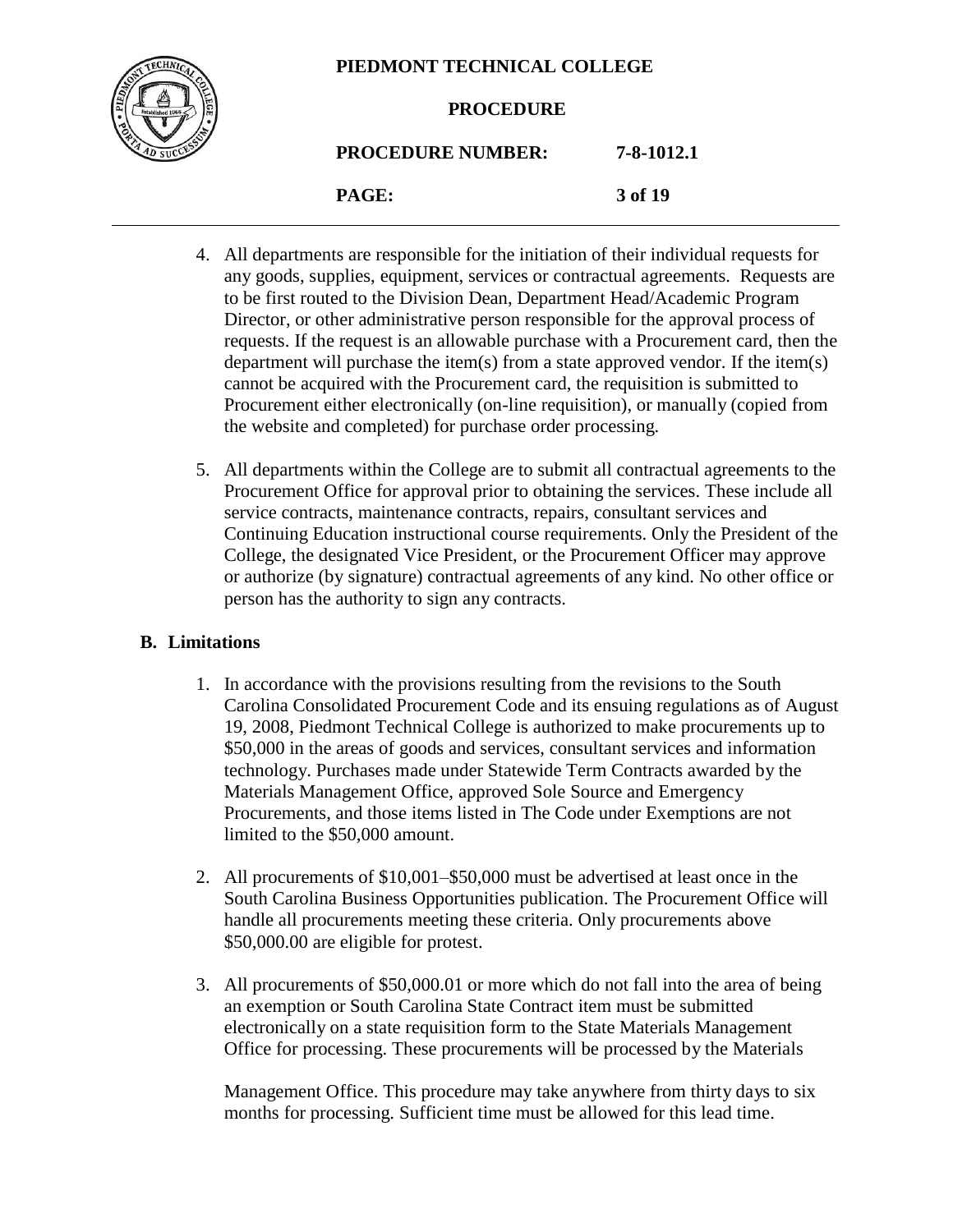4. All departments are responsible for the initiation of their individual requests for any goods, supplies, equipment, services or contractual agreements. Requests are to be first routed to the Division Dean, Department Head/Academic Program Director, or other administrative person responsible for the approval process of requests. If the request is an allowable purchase with a Procurement card, then the department will purchase the item(s) from a state approved vendor. If the item(s) cannot be acquired with the Procurement card, the requisition is submitted to Procurement either electronically (on-line requisition), or manually (copied from the website and completed) for purchase order processing.

5. All departments within the College are to submit all contractual agreements to the Procurement Office for approval prior to obtaining the services. These include all service contracts, maintenance contracts, repairs, consultant services and Continuing Education instructional course requirements. Only the President of the College, the designated Vice President, or the Procurement Officer may approve or authorize (by signature) contractual agreements of any kind. No other office or person has the authority to sign any contracts.

## B. Limitations

1. In accordance with the provisions resulting from the revisions to the South Carolina Consolidated Procurement Code and its ensuing regulations as of August 19, 2008, Piedmont Technical College is authorized to make procurements up to $50,000 in the areas of goods and services, consultant services and information technology. Purchases made under Statewide Term Contracts awarded by the Materials Management Office, approved Sole Source and Emergency Procurements, and those items listed in The Code under Exemptions are not limited to the $50,000 amount.

2. All procurements of $10,001–$50,000 must be advertised at least once in the South Carolina Business Opportunities publication. The Procurement Office will handle all procurements meeting these criteria. Only procurements above $50,000.00 are eligible for protest.

3. All procurements of $50,000.01 or more which do not fall into the area of being an exemption or South Carolina State Contract item must be submitted electronically on a state requisition form to the State Materials Management Office for processing. These procurements will be processed by the Materials Management Office. This procedure may take anywhere from thirty days to six months for processing. Sufficient time must be allowed for this lead time.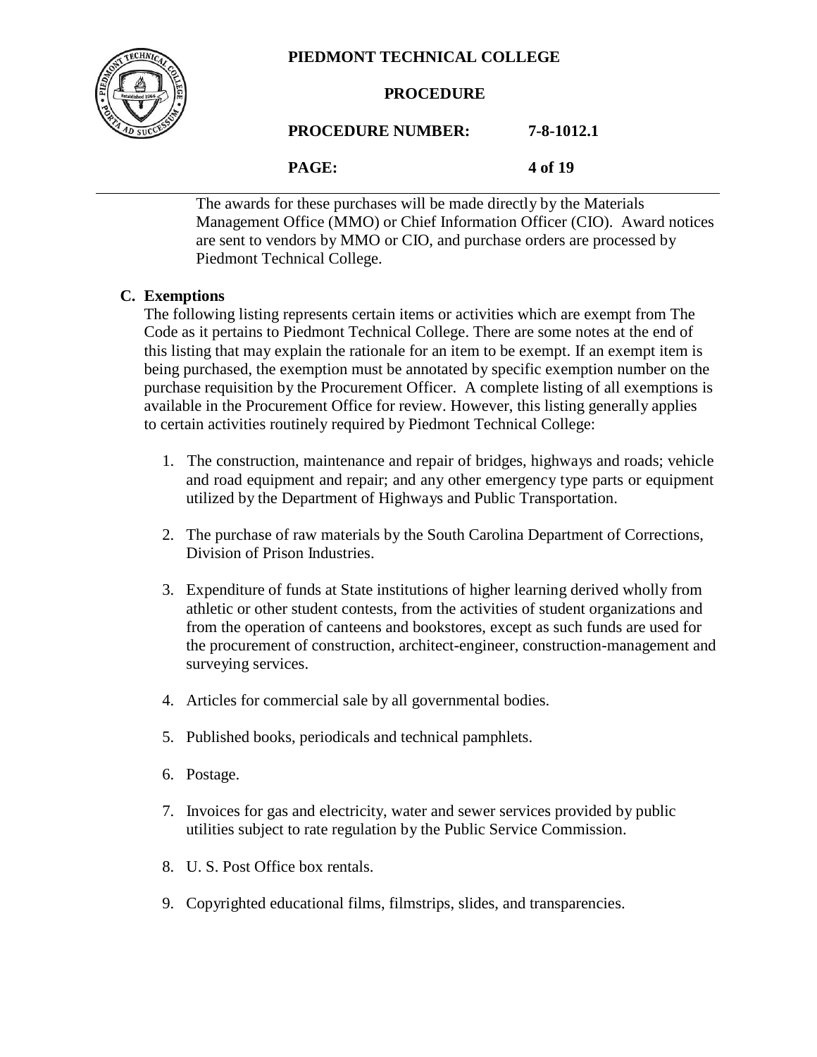The awards for these purchases will be made directly by the Materials Management Office (MMO) or Chief Information Officer (CIO). Award notices are sent to vendors by MMO or CIO, and purchase orders are processed by Piedmont Technical College.

**C. Exemptions**

The following listing represents certain items or activities which are exempt from The Code as it pertains to Piedmont Technical College. There are some notes at the end of this listing that may explain the rationale for an item to be exempt. If an exempt item is being purchased, the exemption must be annotated by specific exemption number on the purchase requisition by the Procurement Officer. A complete listing of all exemptions is available in the Procurement Office for review. However, this listing generally applies to certain activities routinely required by Piedmont Technical College:

1. The construction, maintenance and repair of bridges, highways and roads; vehicle and road equipment and repair; and any other emergency type parts or equipment utilized by the Department of Highways and Public Transportation.

2. The purchase of raw materials by the South Carolina Department of Corrections, Division of Prison Industries.

3. Expenditure of funds at State institutions of higher learning derived wholly from athletic or other student contests, from the activities of student organizations and from the operation of canteens and bookstores, except as such funds are used for the procurement of construction, architect-engineer, construction-management and surveying services.

4. Articles for commercial sale by all governmental bodies.

5. Published books, periodicals and technical pamphlets.

6. Postage.

7. Invoices for gas and electricity, water and sewer services provided by public utilities subject to rate regulation by the Public Service Commission.

8. U. S. Post Office box rentals.

9. Copyrighted educational films, filmstrips, slides, and transparencies.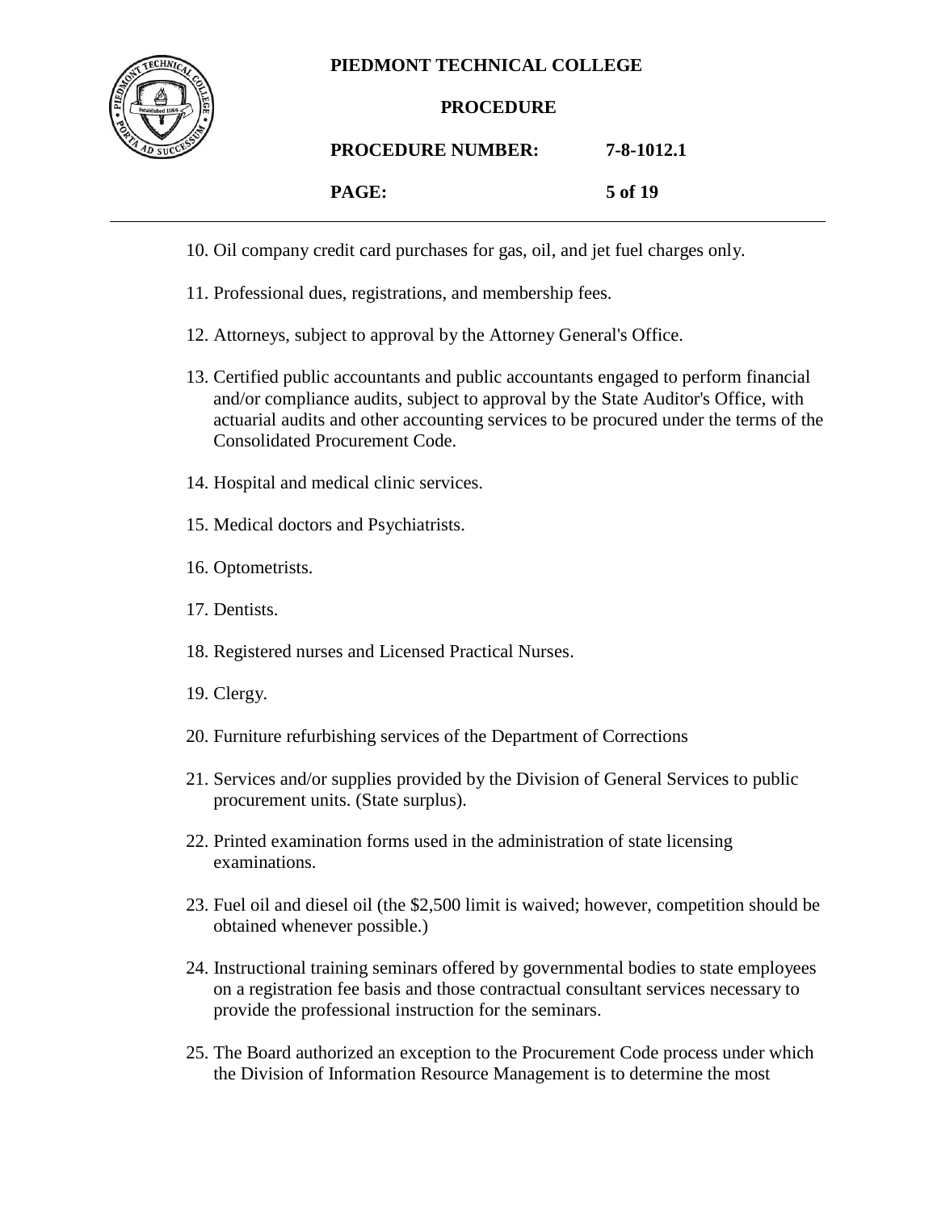10. Oil company credit card purchases for gas, oil, and jet fuel charges only.

11. Professional dues, registrations, and membership fees.

12. Attorneys, subject to approval by the Attorney General's Office.

13. Certified public accountants and public accountants engaged to perform financial and/or compliance audits, subject to approval by the State Auditor's Office, with actuarial audits and other accounting services to be procured under the terms of the Consolidated Procurement Code.

14. Hospital and medical clinic services.

15. Medical doctors and Psychiatrists.

16. Optometrists.

17. Dentists.

18. Registered nurses and Licensed Practical Nurses.

19. Clergy.

20. Furniture refurbishing services of the Department of Corrections

21. Services and/or supplies provided by the Division of General Services to public procurement units. (State surplus).

22. Printed examination forms used in the administration of state licensing examinations.

23. Fuel oil and diesel oil (the $2,500 limit is waived; however, competition should be obtained whenever possible.)

24. Instructional training seminars offered by governmental bodies to state employees on a registration fee basis and those contractual consultant services necessary to provide the professional instruction for the seminars.

25. The Board authorized an exception to the Procurement Code process under which the Division of Information Resource Management is to determine the most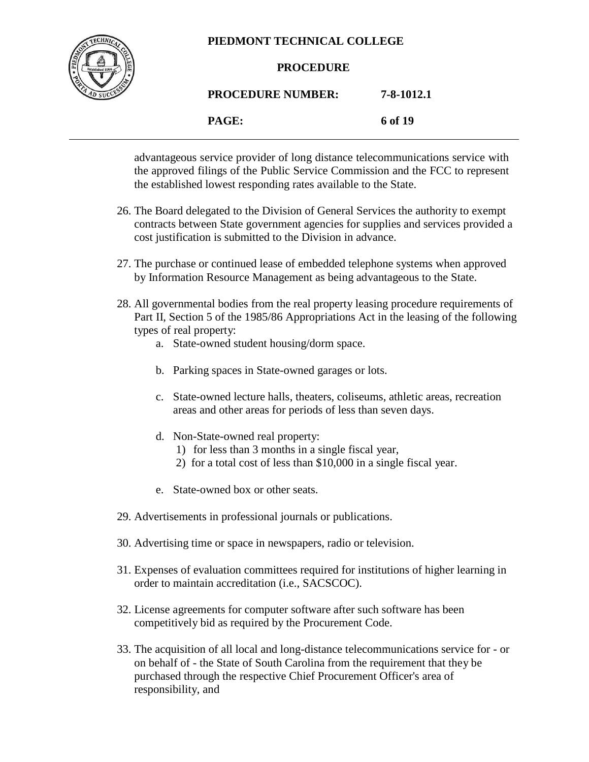advantageous service provider of long distance telecommunications service with the approved filings of the Public Service Commission and the FCC to represent the established lowest responding rates available to the State.

26. The Board delegated to the Division of General Services the authority to exempt contracts between State government agencies for supplies and services provided a cost justification is submitted to the Division in advance.

27. The purchase or continued lease of embedded telephone systems when approved by Information Resource Management as being advantageous to the State.

28. All governmental bodies from the real property leasing procedure requirements of Part II, Section 5 of the 1985/86 Appropriations Act in the leasing of the following types of real property:
    a. State-owned student housing/dorm space.

    b. Parking spaces in State-owned garages or lots.

    c. State-owned lecture halls, theaters, coliseums, athletic areas, recreation areas and other areas for periods of less than seven days.

    d. Non-State-owned real property:
        1) for less than 3 months in a single fiscal year,
        2) for a total cost of less than $10,000 in a single fiscal year.

    e. State-owned box or other seats.

29. Advertisements in professional journals or publications.

30. Advertising time or space in newspapers, radio or television.

31. Expenses of evaluation committees required for institutions of higher learning in order to maintain accreditation (i.e., SACSCOC).

32. License agreements for computer software after such software has been competitively bid as required by the Procurement Code.

33. The acquisition of all local and long-distance telecommunications service for - or on behalf of - the State of South Carolina from the requirement that they be purchased through the respective Chief Procurement Officer's area of responsibility, and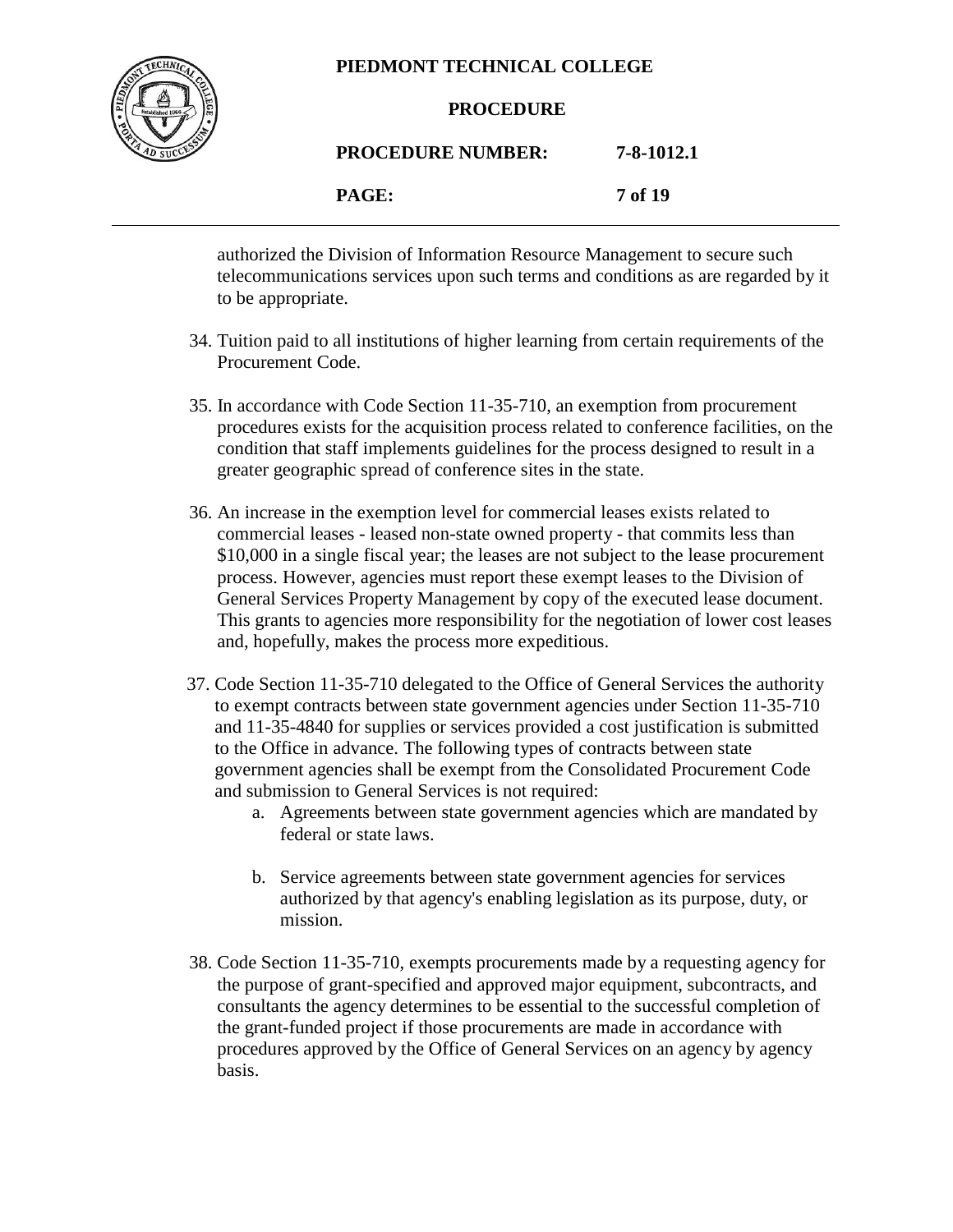authorized the Division of Information Resource Management to secure such telecommunications services upon such terms and conditions as are regarded by it to be appropriate.

34. Tuition paid to all institutions of higher learning from certain requirements of the Procurement Code.

35. In accordance with Code Section 11-35-710, an exemption from procurement procedures exists for the acquisition process related to conference facilities, on the condition that staff implements guidelines for the process designed to result in a greater geographic spread of conference sites in the state.

36. An increase in the exemption level for commercial leases exists related to commercial leases - leased non-state owned property - that commits less than $10,000 in a single fiscal year; the leases are not subject to the lease procurement process. However, agencies must report these exempt leases to the Division of General Services Property Management by copy of the executed lease document. This grants to agencies more responsibility for the negotiation of lower cost leases and, hopefully, makes the process more expeditious.

37. Code Section 11-35-710 delegated to the Office of General Services the authority to exempt contracts between state government agencies under Section 11-35-710 and 11-35-4840 for supplies or services provided a cost justification is submitted to the Office in advance. The following types of contracts between state government agencies shall be exempt from the Consolidated Procurement Code and submission to General Services is not required:
    a. Agreements between state government agencies which are mandated by federal or state laws.
    b. Service agreements between state government agencies for services authorized by that agency's enabling legislation as its purpose, duty, or mission.

38. Code Section 11-35-710, exempts procurements made by a requesting agency for the purpose of grant-specified and approved major equipment, subcontracts, and consultants the agency determines to be essential to the successful completion of the grant-funded project if those procurements are made in accordance with procedures approved by the Office of General Services on an agency by agency basis.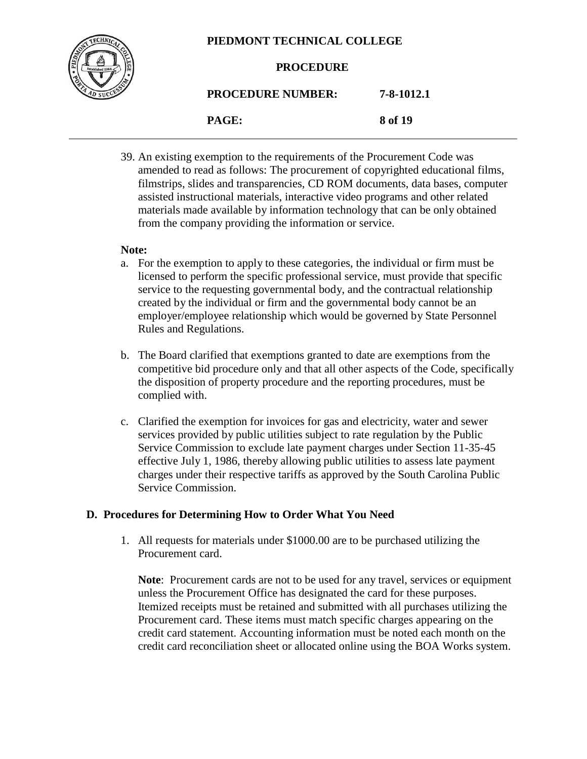39. An existing exemption to the requirements of the Procurement Code was amended to read as follows: The procurement of copyrighted educational films, filmstrips, slides and transparencies, CD ROM documents, data bases, computer assisted instructional materials, interactive video programs and other related materials made available by information technology that can be only obtained from the company providing the information or service.

**Note:**

a. For the exemption to apply to these categories, the individual or firm must be licensed to perform the specific professional service, must provide that specific service to the requesting governmental body, and the contractual relationship created by the individual or firm and the governmental body cannot be an employer/employee relationship which would be governed by State Personnel Rules and Regulations.

b. The Board clarified that exemptions granted to date are exemptions from the competitive bid procedure only and that all other aspects of the Code, specifically the disposition of property procedure and the reporting procedures, must be complied with.

c. Clarified the exemption for invoices for gas and electricity, water and sewer services provided by public utilities subject to rate regulation by the Public Service Commission to exclude late payment charges under Section 11-35-45 effective July 1, 1986, thereby allowing public utilities to assess late payment charges under their respective tariffs as approved by the South Carolina Public Service Commission.

## D. Procedures for Determining How to Order What You Need

1. All requests for materials under $1000.00 are to be purchased utilizing the Procurement card.

   **Note**: Procurement cards are not to be used for any travel, services or equipment unless the Procurement Office has designated the card for these purposes. Itemized receipts must be retained and submitted with all purchases utilizing the Procurement card. These items must match specific charges appearing on the credit card statement. Accounting information must be noted each month on the credit card reconciliation sheet or allocated online using the BOA Works system.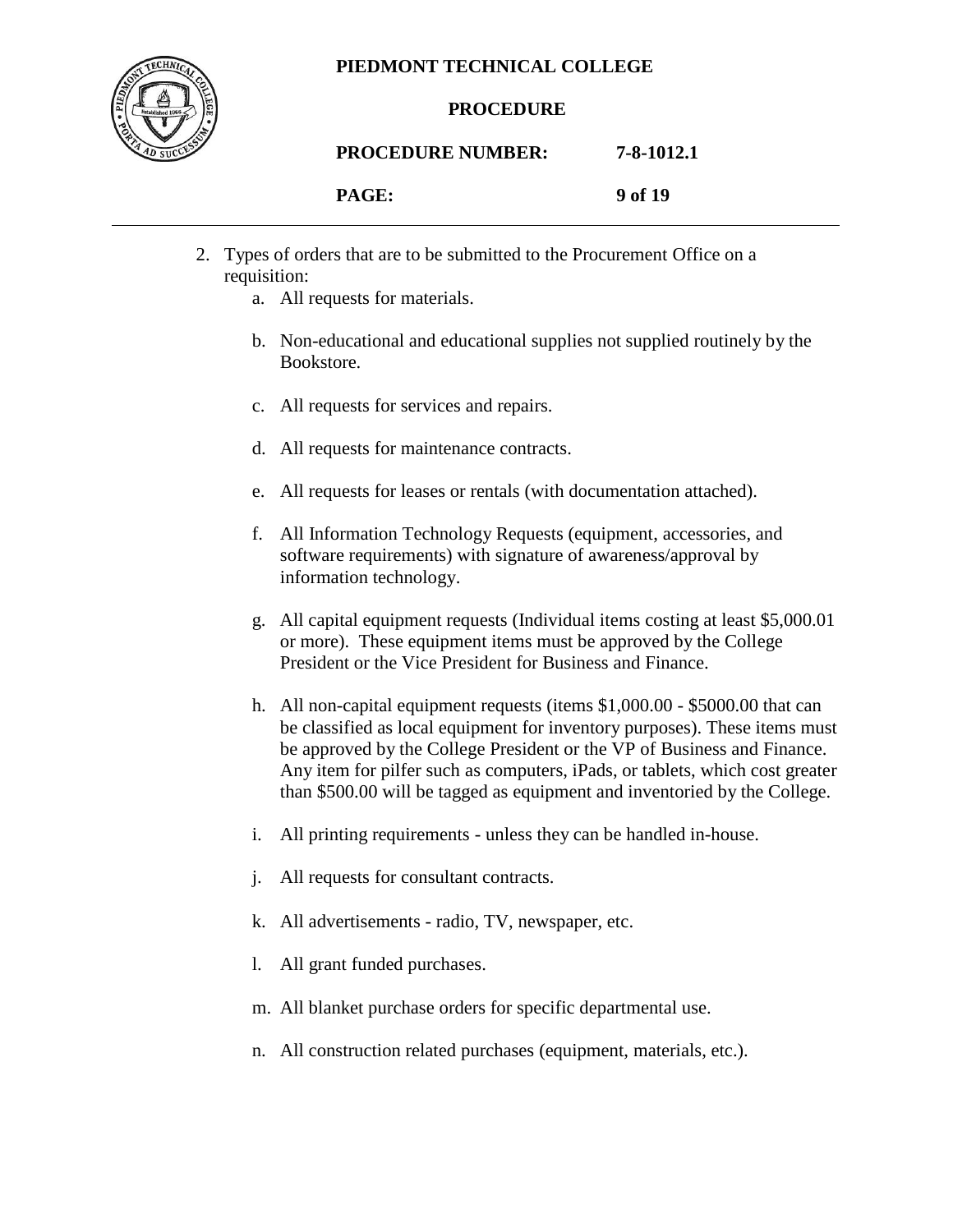2. Types of orders that are to be submitted to the Procurement Office on a requisition:
   a. All requests for materials.

   b. Non-educational and educational supplies not supplied routinely by the Bookstore.

   c. All requests for services and repairs.

   d. All requests for maintenance contracts.

   e. All requests for leases or rentals (with documentation attached).

   f. All Information Technology Requests (equipment, accessories, and software requirements) with signature of awareness/approval by information technology.

   g. All capital equipment requests (Individual items costing at least $5,000.01 or more). These equipment items must be approved by the College President or the Vice President for Business and Finance.

   h. All non-capital equipment requests (items $1,000.00 - $5000.00 that can be classified as local equipment for inventory purposes). These items must be approved by the College President or the VP of Business and Finance. Any item for pilfer such as computers, iPads, or tablets, which cost greater than $500.00 will be tagged as equipment and inventoried by the College.

   i. All printing requirements - unless they can be handled in-house.

   j. All requests for consultant contracts.

   k. All advertisements - radio, TV, newspaper, etc.

   l. All grant funded purchases.

   m. All blanket purchase orders for specific departmental use.

   n. All construction related purchases (equipment, materials, etc.).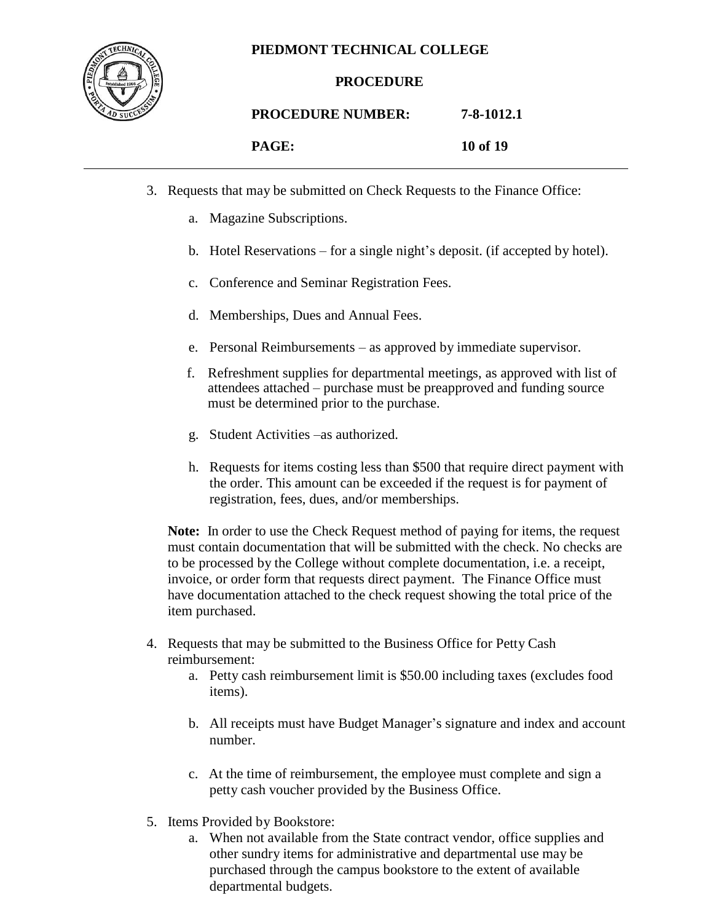3. Requests that may be submitted on Check Requests to the Finance Office:

   a. Magazine Subscriptions.

   b. Hotel Reservations – for a single night's deposit. (if accepted by hotel).

   c. Conference and Seminar Registration Fees.

   d. Memberships, Dues and Annual Fees.

   e. Personal Reimbursements – as approved by immediate supervisor.

   f. Refreshment supplies for departmental meetings, as approved with list of attendees attached – purchase must be preapproved and funding source must be determined prior to the purchase.

   g. Student Activities –as authorized.

   h. Requests for items costing less than $500 that require direct payment with the order. This amount can be exceeded if the request is for payment of registration, fees, dues, and/or memberships.

   **Note:** In order to use the Check Request method of paying for items, the request must contain documentation that will be submitted with the check. No checks are to be processed by the College without complete documentation, i.e. a receipt, invoice, or order form that requests direct payment. The Finance Office must have documentation attached to the check request showing the total price of the item purchased.

4. Requests that may be submitted to the Business Office for Petty Cash reimbursement:

   a. Petty cash reimbursement limit is $50.00 including taxes (excludes food items).

   b. All receipts must have Budget Manager's signature and index and account number.

   c. At the time of reimbursement, the employee must complete and sign a petty cash voucher provided by the Business Office.

5. Items Provided by Bookstore:

   a. When not available from the State contract vendor, office supplies and other sundry items for administrative and departmental use may be purchased through the campus bookstore to the extent of available departmental budgets.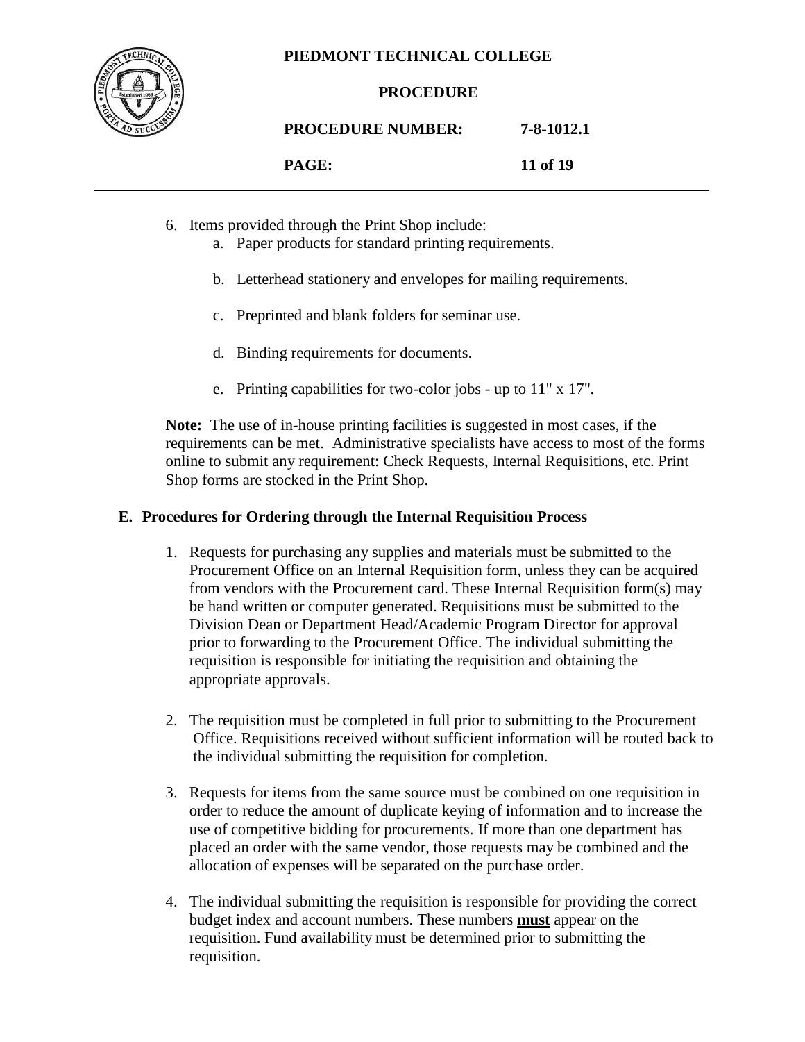6. Items provided through the Print Shop include:
    a. Paper products for standard printing requirements.

    b. Letterhead stationery and envelopes for mailing requirements.

    c. Preprinted and blank folders for seminar use.

    d. Binding requirements for documents.

    e. Printing capabilities for two-color jobs - up to 11" x 17".

**Note:** The use of in-house printing facilities is suggested in most cases, if the requirements can be met. Administrative specialists have access to most of the forms online to submit any requirement: Check Requests, Internal Requisitions, etc. Print Shop forms are stocked in the Print Shop.

## E. Procedures for Ordering through the Internal Requisition Process

1. Requests for purchasing any supplies and materials must be submitted to the Procurement Office on an Internal Requisition form, unless they can be acquired from vendors with the Procurement card. These Internal Requisition form(s) may be hand written or computer generated. Requisitions must be submitted to the Division Dean or Department Head/Academic Program Director for approval prior to forwarding to the Procurement Office. The individual submitting the requisition is responsible for initiating the requisition and obtaining the appropriate approvals.

2. The requisition must be completed in full prior to submitting to the Procurement Office. Requisitions received without sufficient information will be routed back to the individual submitting the requisition for completion.

3. Requests for items from the same source must be combined on one requisition in order to reduce the amount of duplicate keying of information and to increase the use of competitive bidding for procurements. If more than one department has placed an order with the same vendor, those requests may be combined and the allocation of expenses will be separated on the purchase order.

4. The individual submitting the requisition is responsible for providing the correct budget index and account numbers. These numbers **<u>must</u>** appear on the requisition. Fund availability must be determined prior to submitting the requisition.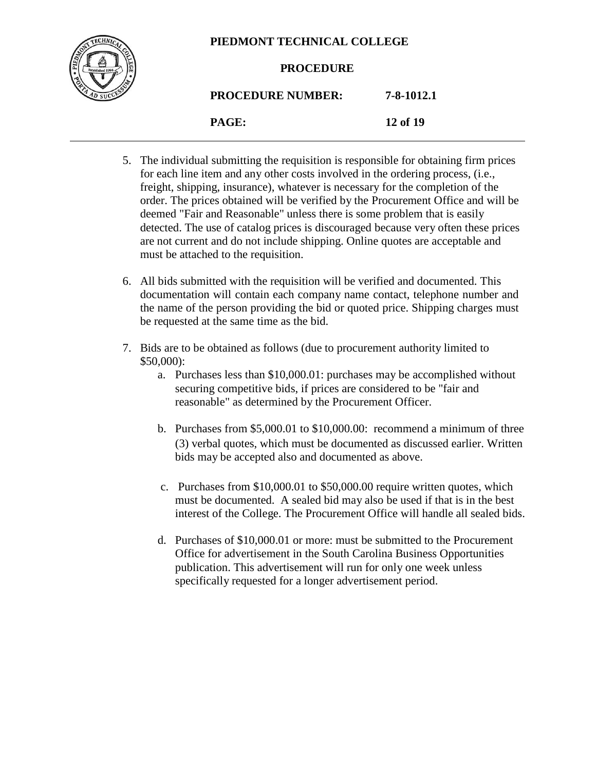5. The individual submitting the requisition is responsible for obtaining firm prices for each line item and any other costs involved in the ordering process, (i.e., freight, shipping, insurance), whatever is necessary for the completion of the order. The prices obtained will be verified by the Procurement Office and will be deemed "Fair and Reasonable" unless there is some problem that is easily detected. The use of catalog prices is discouraged because very often these prices are not current and do not include shipping. Online quotes are acceptable and must be attached to the requisition.

6. All bids submitted with the requisition will be verified and documented. This documentation will contain each company name contact, telephone number and the name of the person providing the bid or quoted price. Shipping charges must be requested at the same time as the bid.

7. Bids are to be obtained as follows (due to procurement authority limited to $50,000):
   a. Purchases less than $10,000.01: purchases may be accomplished without securing competitive bids, if prices are considered to be "fair and reasonable" as determined by the Procurement Officer.

   b. Purchases from $5,000.01 to $10,000.00: recommend a minimum of three (3) verbal quotes, which must be documented as discussed earlier. Written bids may be accepted also and documented as above.

   c. Purchases from $10,000.01 to $50,000.00 require written quotes, which must be documented. A sealed bid may also be used if that is in the best interest of the College. The Procurement Office will handle all sealed bids.

   d. Purchases of $10,000.01 or more: must be submitted to the Procurement Office for advertisement in the South Carolina Business Opportunities publication. This advertisement will run for only one week unless specifically requested for a longer advertisement period.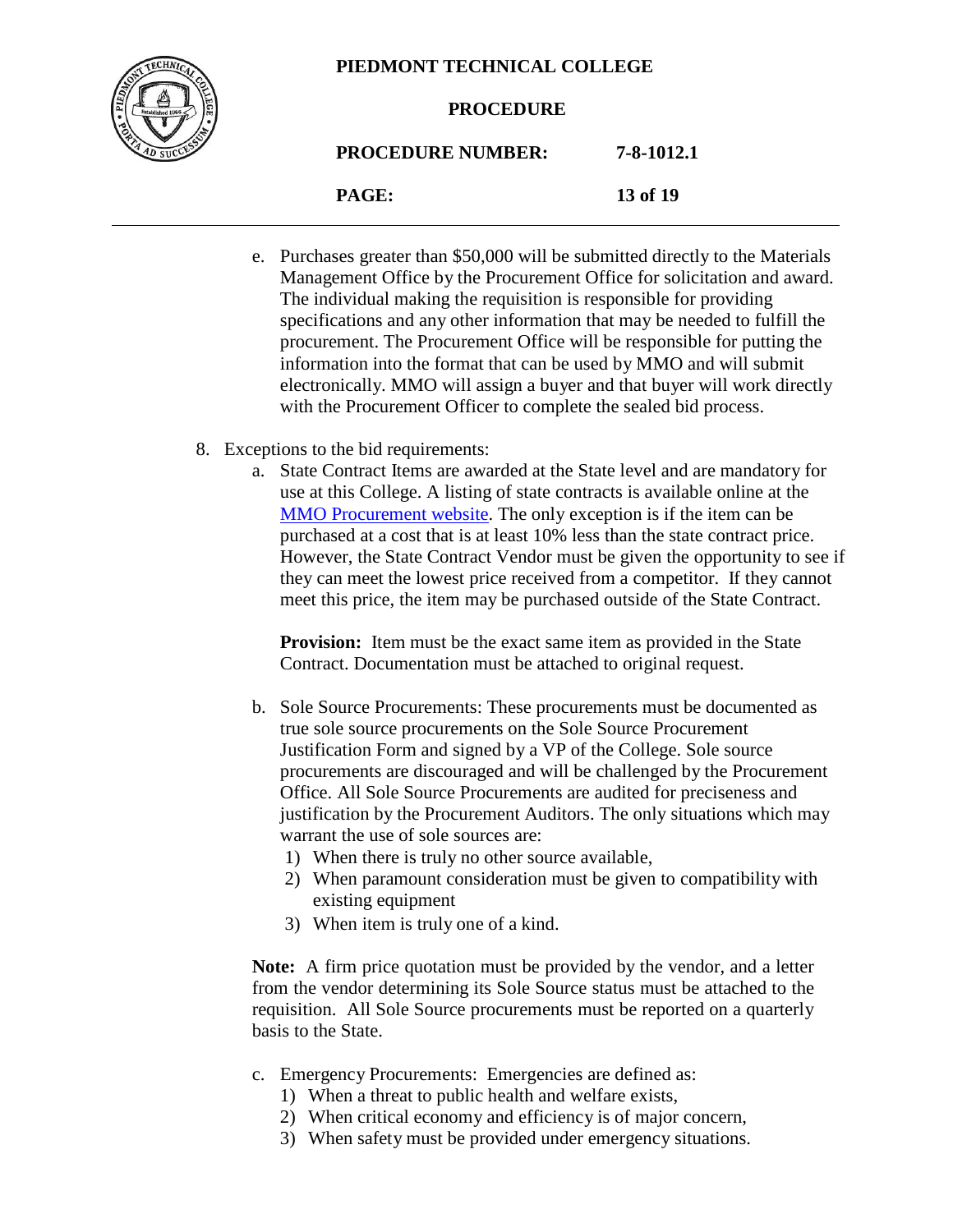e. Purchases greater than $50,000 will be submitted directly to the Materials Management Office by the Procurement Office for solicitation and award. The individual making the requisition is responsible for providing specifications and any other information that may be needed to fulfill the procurement. The Procurement Office will be responsible for putting the information into the format that can be used by MMO and will submit electronically. MMO will assign a buyer and that buyer will work directly with the Procurement Officer to complete the sealed bid process.

8. Exceptions to the bid requirements:

   a. State Contract Items are awarded at the State level and are mandatory for use at this College. A listing of state contracts is available online at the MMO Procurement website. The only exception is if the item can be purchased at a cost that is at least 10% less than the state contract price. However, the State Contract Vendor must be given the opportunity to see if they can meet the lowest price received from a competitor. If they cannot meet this price, the item may be purchased outside of the State Contract.

      **Provision:** Item must be the exact same item as provided in the State Contract. Documentation must be attached to original request.

   b. Sole Source Procurements: These procurements must be documented as true sole source procurements on the Sole Source Procurement Justification Form and signed by a VP of the College. Sole source procurements are discouraged and will be challenged by the Procurement Office. All Sole Source Procurements are audited for preciseness and justification by the Procurement Auditors. The only situations which may warrant the use of sole sources are:
      1) When there is truly no other source available,
      2) When paramount consideration must be given to compatibility with existing equipment
      3) When item is truly one of a kind.

   **Note:** A firm price quotation must be provided by the vendor, and a letter from the vendor determining its Sole Source status must be attached to the requisition. All Sole Source procurements must be reported on a quarterly basis to the State.

   c. Emergency Procurements: Emergencies are defined as:
      1) When a threat to public health and welfare exists,
      2) When critical economy and efficiency is of major concern,
      3) When safety must be provided under emergency situations.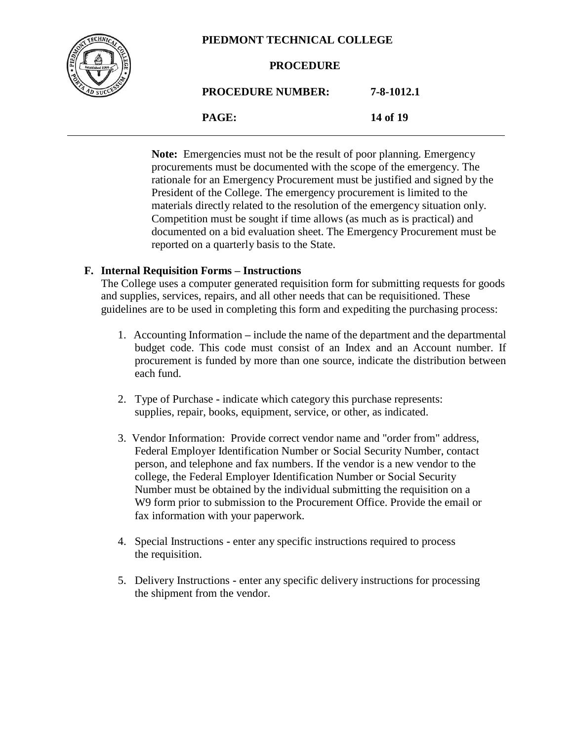**Note:** Emergencies must not be the result of poor planning. Emergency procurements must be documented with the scope of the emergency. The rationale for an Emergency Procurement must be justified and signed by the President of the College. The emergency procurement is limited to the materials directly related to the resolution of the emergency situation only. Competition must be sought if time allows (as much as is practical) and documented on a bid evaluation sheet. The Emergency Procurement must be reported on a quarterly basis to the State.

### F. Internal Requisition Forms – Instructions

The College uses a computer generated requisition form for submitting requests for goods and supplies, services, repairs, and all other needs that can be requisitioned. These guidelines are to be used in completing this form and expediting the purchasing process:

1. Accounting Information – include the name of the department and the departmental budget code. This code must consist of an Index and an Account number. If procurement is funded by more than one source, indicate the distribution between each fund.

2. Type of Purchase - indicate which category this purchase represents: supplies, repair, books, equipment, service, or other, as indicated.

3. Vendor Information: Provide correct vendor name and "order from" address, Federal Employer Identification Number or Social Security Number, contact person, and telephone and fax numbers. If the vendor is a new vendor to the college, the Federal Employer Identification Number or Social Security Number must be obtained by the individual submitting the requisition on a W9 form prior to submission to the Procurement Office. Provide the email or fax information with your paperwork.

4. Special Instructions - enter any specific instructions required to process the requisition.

5. Delivery Instructions - enter any specific delivery instructions for processing the shipment from the vendor.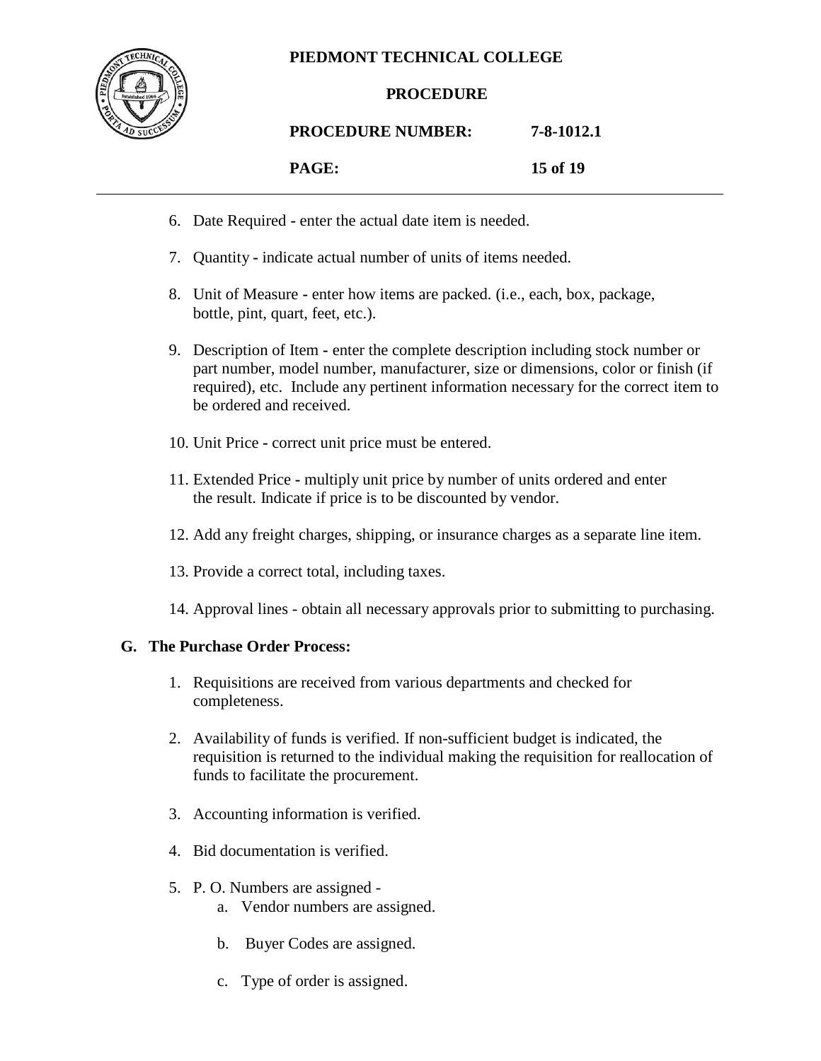6. Date Required - enter the actual date item is needed.

7. Quantity - indicate actual number of units of items needed.

8. Unit of Measure - enter how items are packed. (i.e., each, box, package, bottle, pint, quart, feet, etc.).

9. Description of Item - enter the complete description including stock number or part number, model number, manufacturer, size or dimensions, color or finish (if required), etc. Include any pertinent information necessary for the correct item to be ordered and received.

10. Unit Price - correct unit price must be entered.

11. Extended Price - multiply unit price by number of units ordered and enter the result. Indicate if price is to be discounted by vendor.

12. Add any freight charges, shipping, or insurance charges as a separate line item.

13. Provide a correct total, including taxes.

14. Approval lines - obtain all necessary approvals prior to submitting to purchasing.

**G. The Purchase Order Process:**

1. Requisitions are received from various departments and checked for completeness.

2. Availability of funds is verified. If non-sufficient budget is indicated, the requisition is returned to the individual making the requisition for reallocation of funds to facilitate the procurement.

3. Accounting information is verified.

4. Bid documentation is verified.

5. P. O. Numbers are assigned -
   a. Vendor numbers are assigned.

   b. Buyer Codes are assigned.

   c. Type of order is assigned.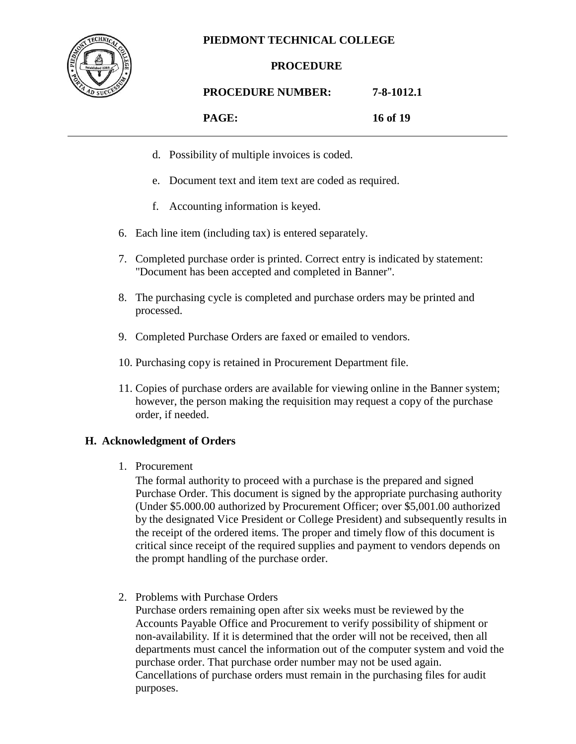d. Possibility of multiple invoices is coded.

e. Document text and item text are coded as required.

f. Accounting information is keyed.

6. Each line item (including tax) is entered separately.

7. Completed purchase order is printed. Correct entry is indicated by statement: "Document has been accepted and completed in Banner".

8. The purchasing cycle is completed and purchase orders may be printed and processed.

9. Completed Purchase Orders are faxed or emailed to vendors.

10. Purchasing copy is retained in Procurement Department file.

11. Copies of purchase orders are available for viewing online in the Banner system; however, the person making the requisition may request a copy of the purchase order, if needed.

## H. Acknowledgment of Orders

1. Procurement

   The formal authority to proceed with a purchase is the prepared and signed Purchase Order. This document is signed by the appropriate purchasing authority (Under $5.000.00 authorized by Procurement Officer; over $5,001.00 authorized by the designated Vice President or College President) and subsequently results in the receipt of the ordered items. The proper and timely flow of this document is critical since receipt of the required supplies and payment to vendors depends on the prompt handling of the purchase order.

2. Problems with Purchase Orders

   Purchase orders remaining open after six weeks must be reviewed by the Accounts Payable Office and Procurement to verify possibility of shipment or non-availability. If it is determined that the order will not be received, then all departments must cancel the information out of the computer system and void the purchase order. That purchase order number may not be used again. Cancellations of purchase orders must remain in the purchasing files for audit purposes.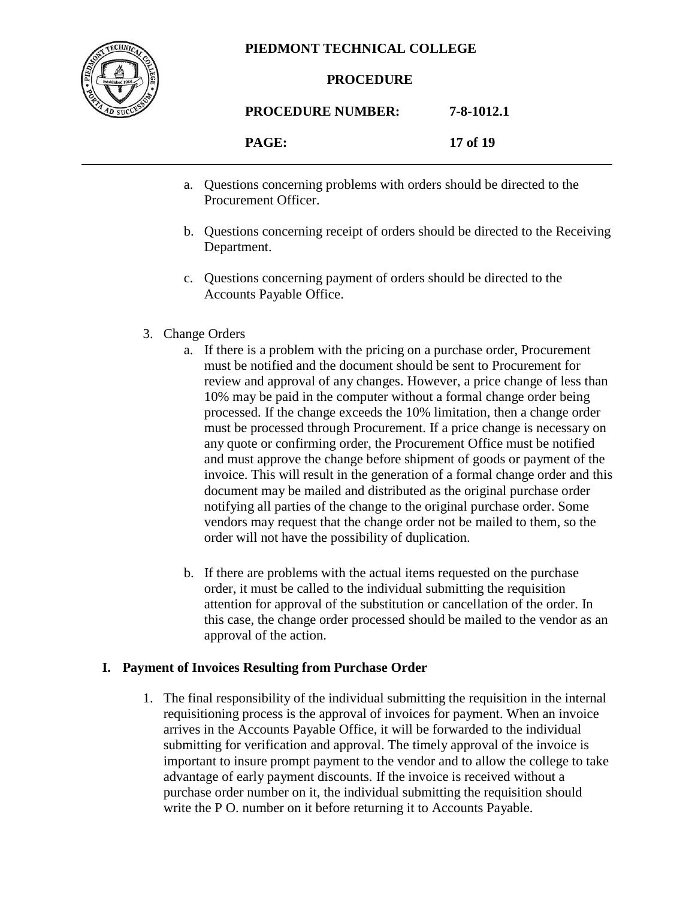a. Questions concerning problems with orders should be directed to the Procurement Officer.

b. Questions concerning receipt of orders should be directed to the Receiving Department.

c. Questions concerning payment of orders should be directed to the Accounts Payable Office.

3. Change Orders

   a. If there is a problem with the pricing on a purchase order, Procurement must be notified and the document should be sent to Procurement for review and approval of any changes. However, a price change of less than 10% may be paid in the computer without a formal change order being processed. If the change exceeds the 10% limitation, then a change order must be processed through Procurement. If a price change is necessary on any quote or confirming order, the Procurement Office must be notified and must approve the change before shipment of goods or payment of the invoice. This will result in the generation of a formal change order and this document may be mailed and distributed as the original purchase order notifying all parties of the change to the original purchase order. Some vendors may request that the change order not be mailed to them, so the order will not have the possibility of duplication.

   b. If there are problems with the actual items requested on the purchase order, it must be called to the individual submitting the requisition attention for approval of the substitution or cancellation of the order. In this case, the change order processed should be mailed to the vendor as an approval of the action.

## I. Payment of Invoices Resulting from Purchase Order

1. The final responsibility of the individual submitting the requisition in the internal requisitioning process is the approval of invoices for payment. When an invoice arrives in the Accounts Payable Office, it will be forwarded to the individual submitting for verification and approval. The timely approval of the invoice is important to insure prompt payment to the vendor and to allow the college to take advantage of early payment discounts. If the invoice is received without a purchase order number on it, the individual submitting the requisition should write the P O. number on it before returning it to Accounts Payable.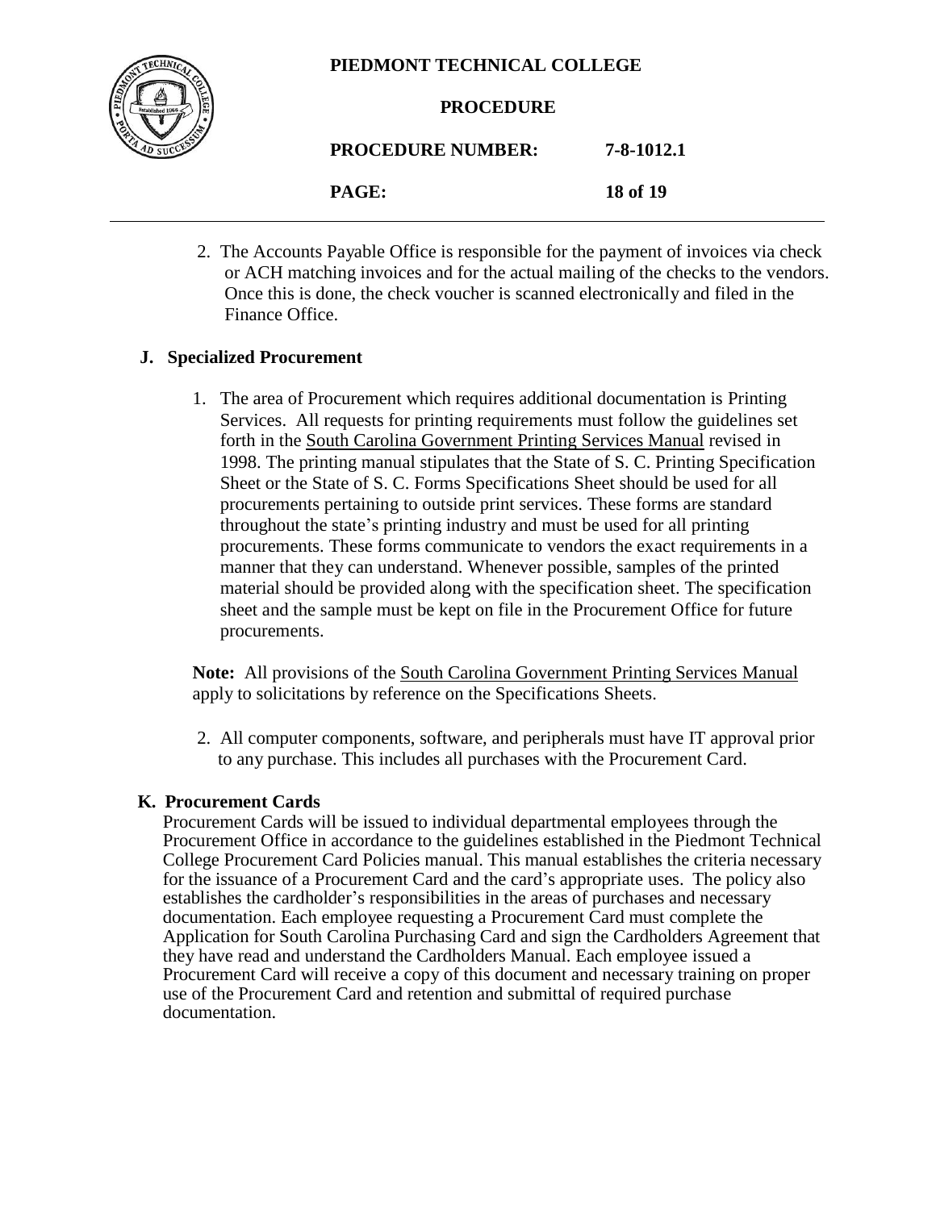2. The Accounts Payable Office is responsible for the payment of invoices via check or ACH matching invoices and for the actual mailing of the checks to the vendors. Once this is done, the check voucher is scanned electronically and filed in the Finance Office.

**J. Specialized Procurement**

1. The area of Procurement which requires additional documentation is Printing Services. All requests for printing requirements must follow the guidelines set forth in the South Carolina Government Printing Services Manual revised in 1998. The printing manual stipulates that the State of S. C. Printing Specification Sheet or the State of S. C. Forms Specifications Sheet should be used for all procurements pertaining to outside print services. These forms are standard throughout the state's printing industry and must be used for all printing procurements. These forms communicate to vendors the exact requirements in a manner that they can understand. Whenever possible, samples of the printed material should be provided along with the specification sheet. The specification sheet and the sample must be kept on file in the Procurement Office for future procurements.

**Note:** All provisions of the South Carolina Government Printing Services Manual apply to solicitations by reference on the Specifications Sheets.

2. All computer components, software, and peripherals must have IT approval prior to any purchase. This includes all purchases with the Procurement Card.

**K. Procurement Cards**

Procurement Cards will be issued to individual departmental employees through the Procurement Office in accordance to the guidelines established in the Piedmont Technical College Procurement Card Policies manual. This manual establishes the criteria necessary for the issuance of a Procurement Card and the card's appropriate uses. The policy also establishes the cardholder's responsibilities in the areas of purchases and necessary documentation. Each employee requesting a Procurement Card must complete the Application for South Carolina Purchasing Card and sign the Cardholders Agreement that they have read and understand the Cardholders Manual. Each employee issued a Procurement Card will receive a copy of this document and necessary training on proper use of the Procurement Card and retention and submittal of required purchase documentation.